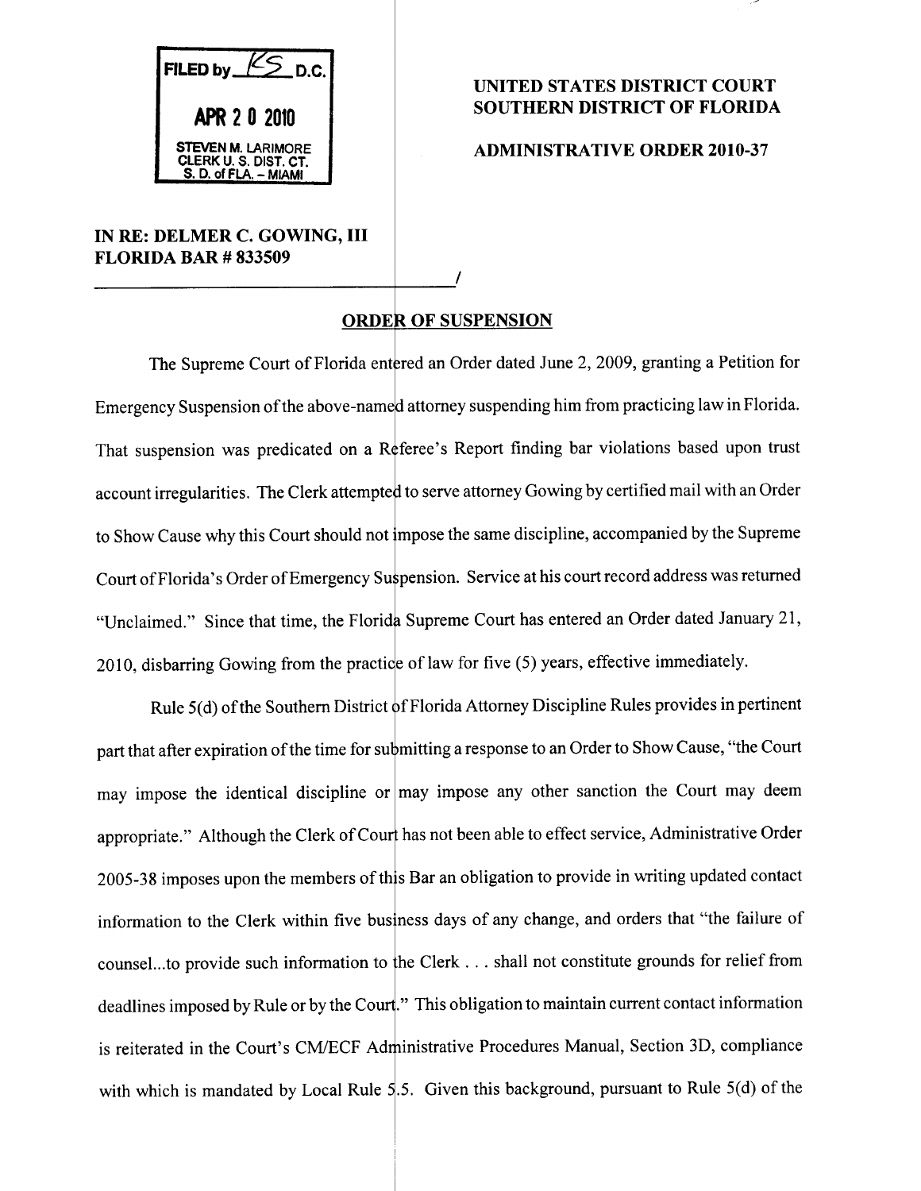FILED by KS D.C.

APR 2 0 2010

STEVEN M. LARIMORE
CLERK U. S. DIST. CT.
S. D. of FLA. – MIAMI

**UNITED STATES DISTRICT COURT**
**SOUTHERN DISTRICT OF FLORIDA**

**ADMINISTRATIVE ORDER 2010-37**

**IN RE: DELMER C. GOWING, III**
**FLORIDA BAR # 833509**

______________________________________/

## ORDER OF SUSPENSION

The Supreme Court of Florida entered an Order dated June 2, 2009, granting a Petition for Emergency Suspension of the above-named attorney suspending him from practicing law in Florida. That suspension was predicated on a Referee's Report finding bar violations based upon trust account irregularities. The Clerk attempted to serve attorney Gowing by certified mail with an Order to Show Cause why this Court should not impose the same discipline, accompanied by the Supreme Court of Florida's Order of Emergency Suspension. Service at his court record address was returned "Unclaimed." Since that time, the Florida Supreme Court has entered an Order dated January 21, 2010, disbarring Gowing from the practice of law for five (5) years, effective immediately.

Rule 5(d) of the Southern District of Florida Attorney Discipline Rules provides in pertinent part that after expiration of the time for submitting a response to an Order to Show Cause, "the Court may impose the identical discipline or may impose any other sanction the Court may deem appropriate." Although the Clerk of Court has not been able to effect service, Administrative Order 2005-38 imposes upon the members of this Bar an obligation to provide in writing updated contact information to the Clerk within five business days of any change, and orders that "the failure of counsel...to provide such information to the Clerk . . . shall not constitute grounds for relief from deadlines imposed by Rule or by the Court." This obligation to maintain current contact information is reiterated in the Court's CM/ECF Administrative Procedures Manual, Section 3D, compliance with which is mandated by Local Rule 5.5. Given this background, pursuant to Rule 5(d) of the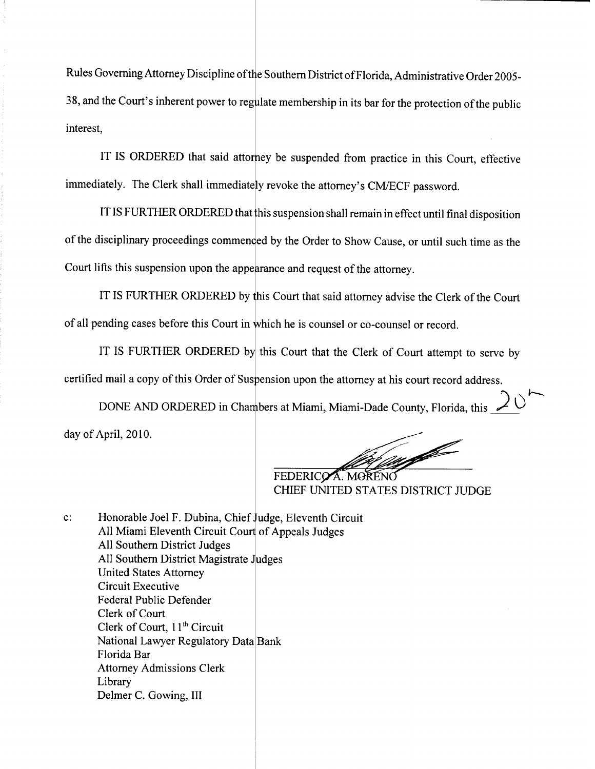Rules Governing Attorney Discipline of the Southern District of Florida, Administrative Order 2005-38, and the Court's inherent power to regulate membership in its bar for the protection of the public interest,

IT IS ORDERED that said attorney be suspended from practice in this Court, effective immediately. The Clerk shall immediately revoke the attorney's CM/ECF password.

IT IS FURTHER ORDERED that this suspension shall remain in effect until final disposition of the disciplinary proceedings commenced by the Order to Show Cause, or until such time as the Court lifts this suspension upon the appearance and request of the attorney.

IT IS FURTHER ORDERED by this Court that said attorney advise the Clerk of the Court of all pending cases before this Court in which he is counsel or co-counsel or record.

IT IS FURTHER ORDERED by this Court that the Clerk of Court attempt to serve by certified mail a copy of this Order of Suspension upon the attorney at his court record address.

DONE AND ORDERED in Chambers at Miami, Miami-Dade County, Florida, this 20th day of April, 2010.

FEDERICO A. MORENO
CHIEF UNITED STATES DISTRICT JUDGE

c: Honorable Joel F. Dubina, Chief Judge, Eleventh Circuit
All Miami Eleventh Circuit Court of Appeals Judges
All Southern District Judges
All Southern District Magistrate Judges
United States Attorney
Circuit Executive
Federal Public Defender
Clerk of Court
Clerk of Court, 11th Circuit
National Lawyer Regulatory Data Bank
Florida Bar
Attorney Admissions Clerk
Library
Delmer C. Gowing, III